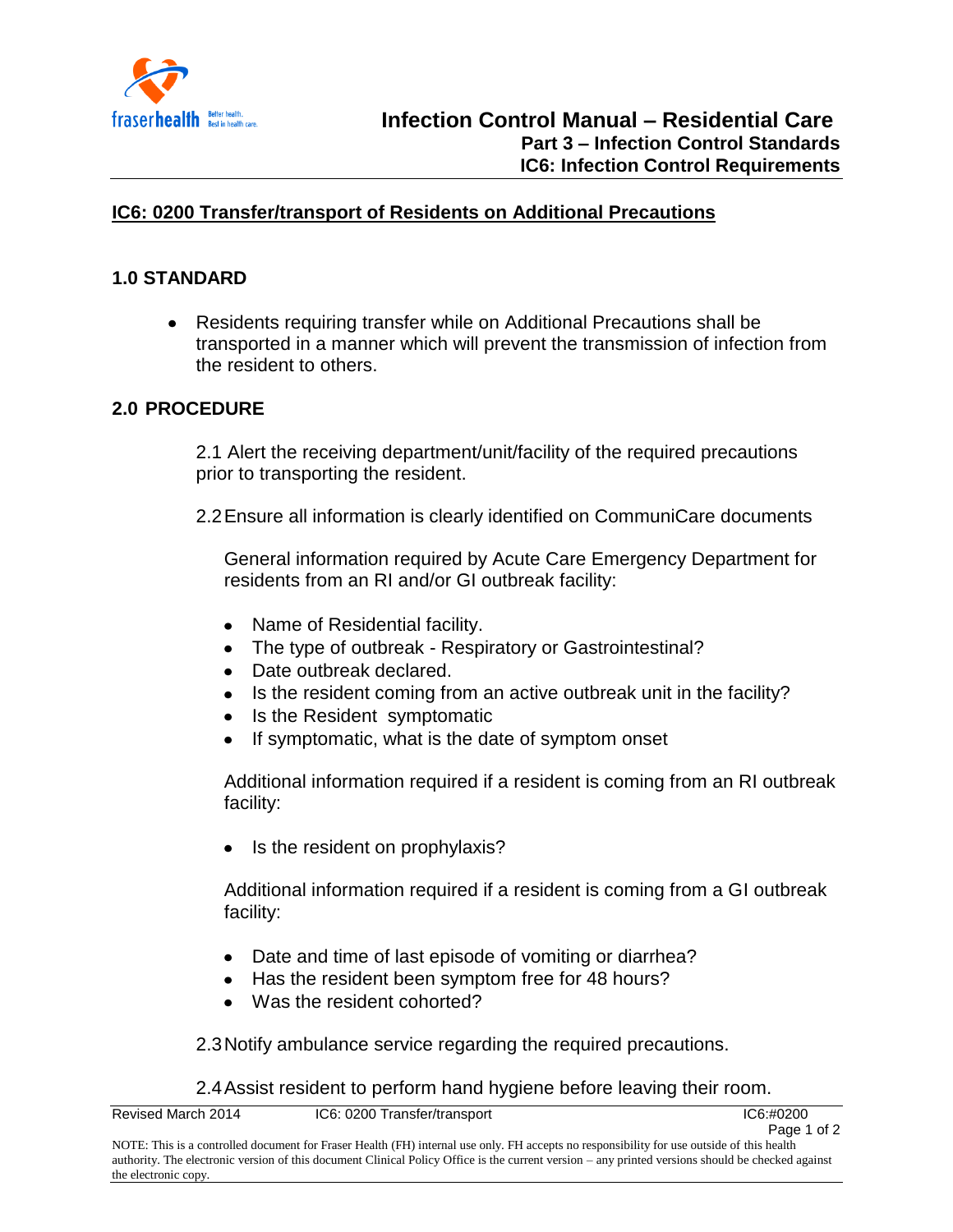# IC6: 0200 Transfer/transport of Residents on Additional Precautions

## 1.0 STANDARD

- Residents requiring transfer while on Additional Precautions shall be transported in a manner which will prevent the transmission of infection from the resident to others.

## 2.0 PROCEDURE

2.1 Alert the receiving department/unit/facility of the required precautions prior to transporting the resident.

2.2 Ensure all information is clearly identified on CommuniCare documents

General information required by Acute Care Emergency Department for residents from an RI and/or GI outbreak facility:

- Name of Residential facility.
- The type of outbreak - Respiratory or Gastrointestinal?
- Date outbreak declared.
- Is the resident coming from an active outbreak unit in the facility?
- Is the Resident symptomatic
- If symptomatic, what is the date of symptom onset

Additional information required if a resident is coming from an RI outbreak facility:

- Is the resident on prophylaxis?

Additional information required if a resident is coming from a GI outbreak facility:

- Date and time of last episode of vomiting or diarrhea?
- Has the resident been symptom free for 48 hours?
- Was the resident cohorted?

2.3 Notify ambulance service regarding the required precautions.

2.4 Assist resident to perform hand hygiene before leaving their room.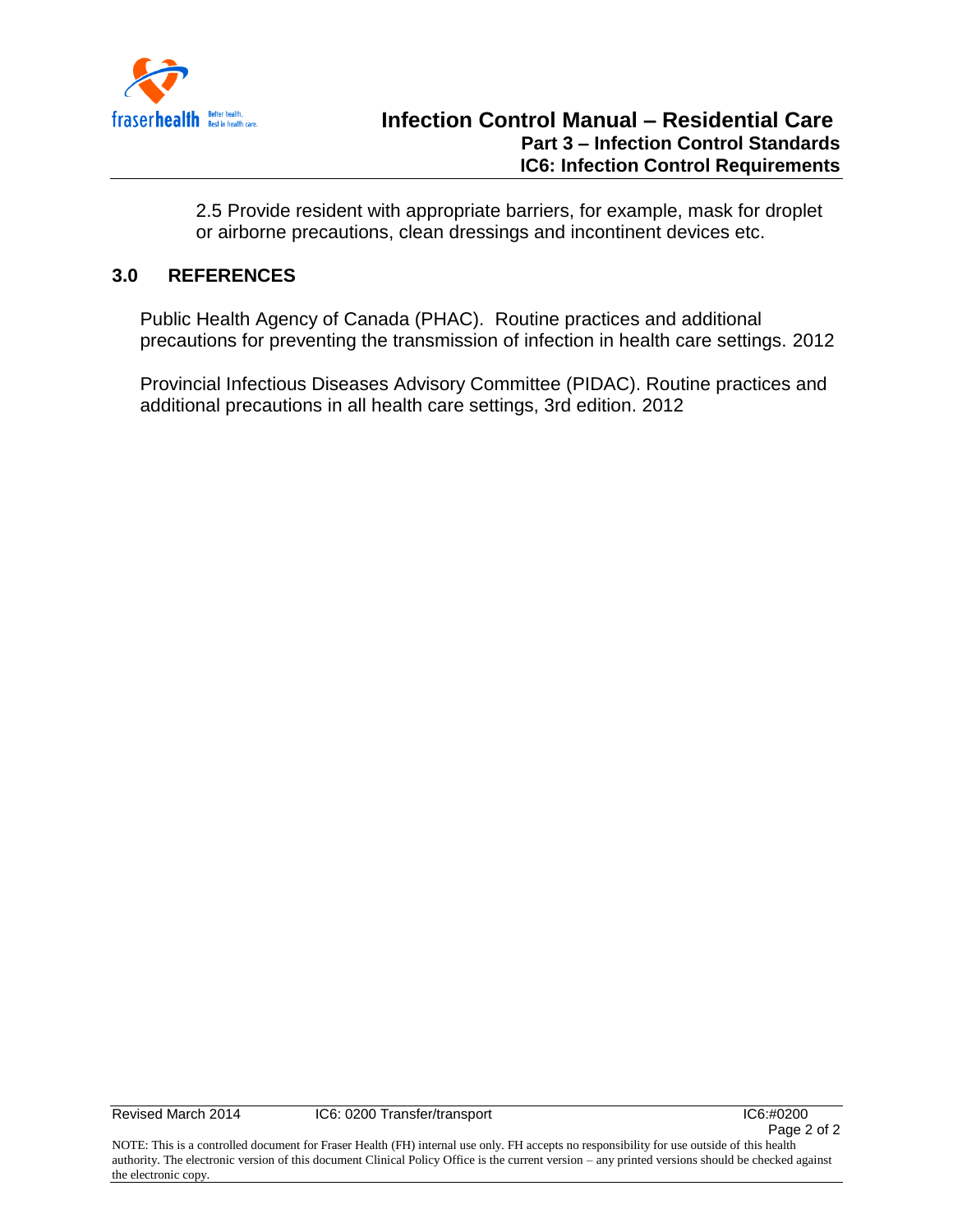2.5 Provide resident with appropriate barriers, for example, mask for droplet or airborne precautions, clean dressings and incontinent devices etc.

## 3.0 REFERENCES

Public Health Agency of Canada (PHAC). Routine practices and additional precautions for preventing the transmission of infection in health care settings. 2012

Provincial Infectious Diseases Advisory Committee (PIDAC). Routine practices and additional precautions in all health care settings, 3rd edition. 2012